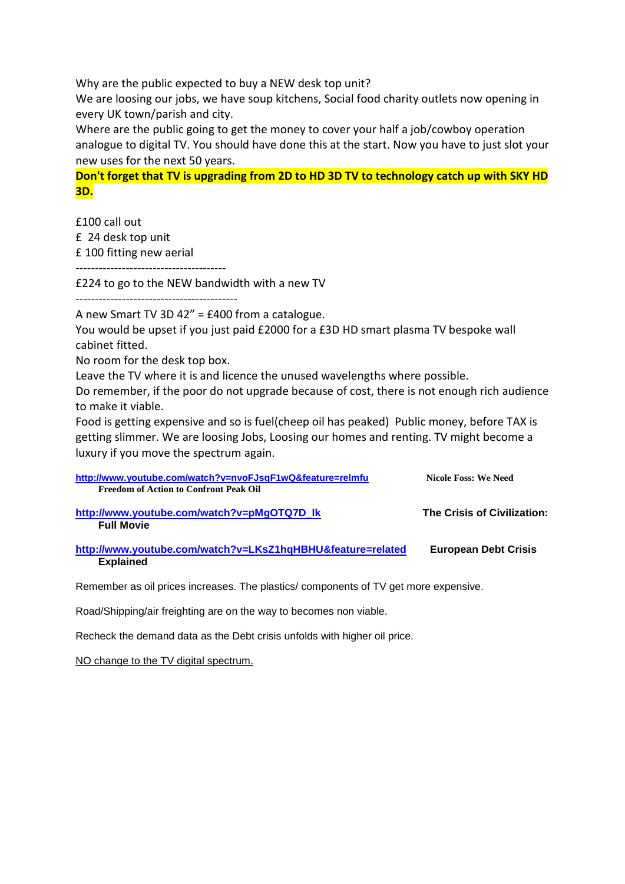Why are the public expected to buy a NEW desk top unit?
We are loosing our jobs, we have soup kitchens, Social food charity outlets now opening in every UK town/parish and city.
Where are the public going to get the money to cover your half a job/cowboy operation analogue to digital TV. You should have done this at the start. Now you have to just slot your new uses for the next 50 years.

**Don't forget that TV is upgrading from 2D to HD 3D TV to technology catch up with SKY HD 3D.**

£100 call out
£  24 desk top unit
£ 100 fitting new aerial
--------------------------------------
£224 to go to the NEW bandwidth with a new TV
-----------------------------------------
A new Smart TV 3D 42" = £400 from a catalogue.
You would be upset if you just paid £2000 for a £3D HD smart plasma TV bespoke wall cabinet fitted.
No room for the desk top box.
Leave the TV where it is and licence the unused wavelengths where possible.
Do remember, if the poor do not upgrade because of cost, there is not enough rich audience to make it viable.
Food is getting expensive and so is fuel(cheep oil has peaked)  Public money, before TAX is getting slimmer. We are loosing Jobs, Loosing our homes and renting. TV might become a luxury if you move the spectrum again.

http://www.youtube.com/watch?v=nvoFJsqF1wQ&feature=relmfu **Nicole Foss: We Need Freedom of Action to Confront Peak Oil**

http://www.youtube.com/watch?v=pMgOTQ7D_lk **The Crisis of Civilization: Full Movie**

http://www.youtube.com/watch?v=LKsZ1hqHBHU&feature=related **European Debt Crisis Explained**

Remember as oil prices increases. The plastics/ components of TV get more expensive.

Road/Shipping/air freighting are on the way to becomes non viable.

Recheck the demand data as the Debt crisis unfolds with higher oil price.

NO change to the TV digital spectrum.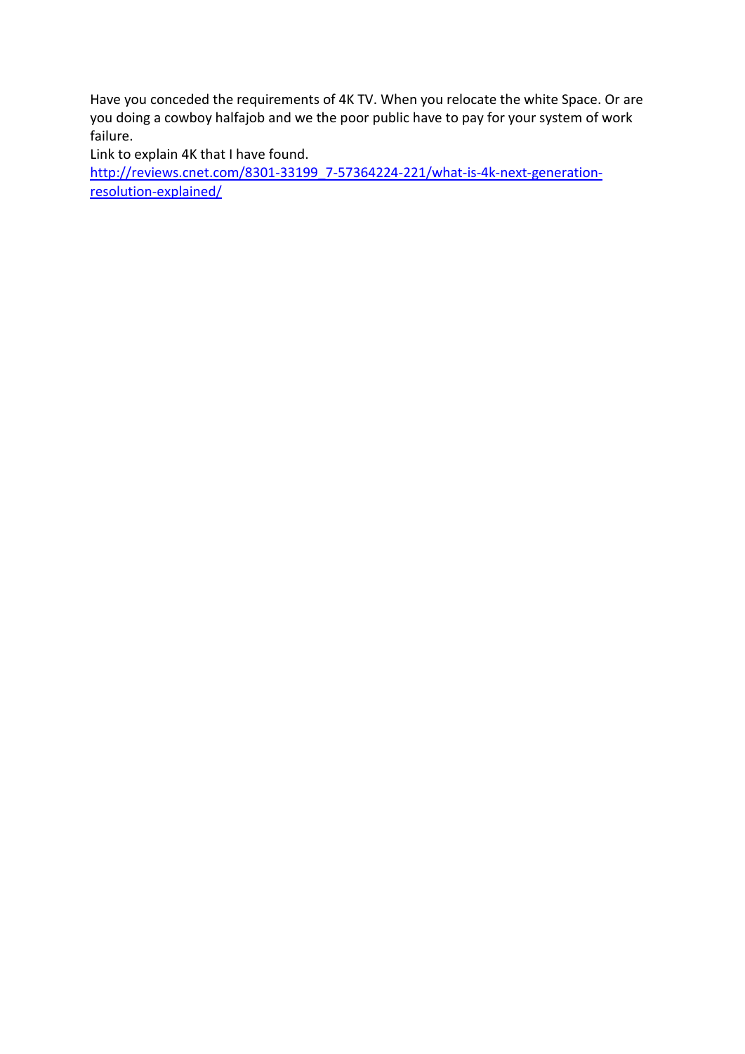Have you conceded the requirements of 4K TV. When you relocate the white Space. Or are you doing a cowboy halfajob and we the poor public have to pay for your system of work failure.

Link to explain 4K that I have found.

[http://reviews.cnet.com/8301-33199_7-57364224-221/what-is-4k-next-generation-resolution-explained/](http://reviews.cnet.com/8301-33199_7-57364224-221/what-is-4k-next-generation-resolution-explained/)